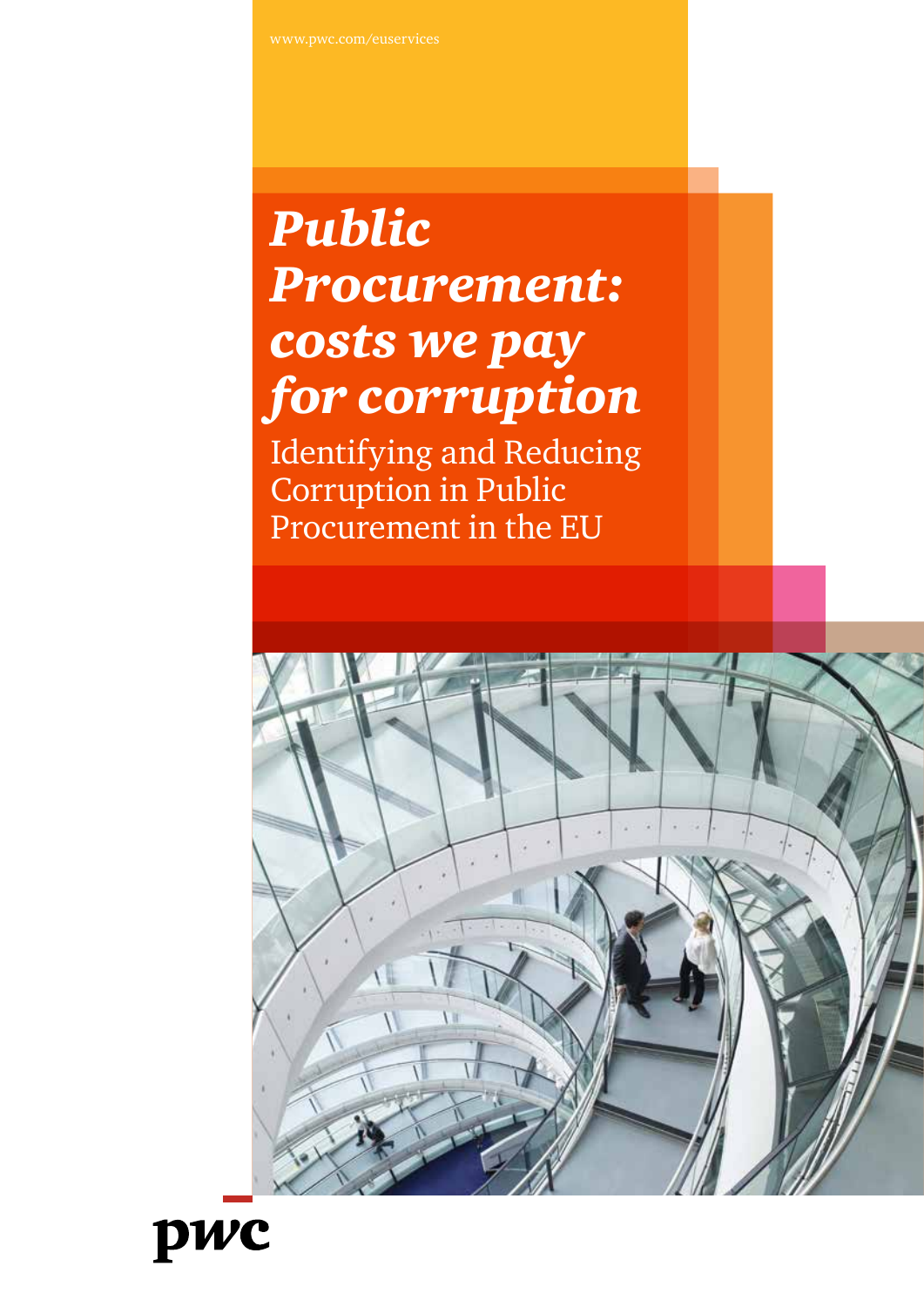www.pwc.com/euservices

# *Public Procurement: costs we pay for corruption*

## Identifying and Reducing Corruption in Public Procurement in the EU

pwc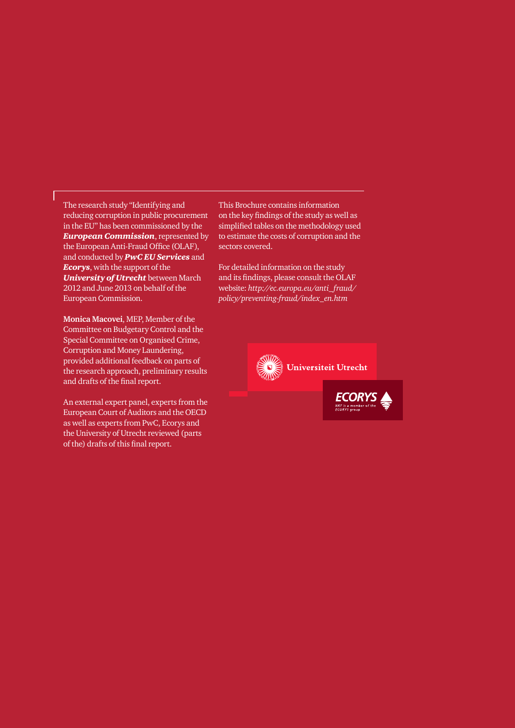The research study "Identifying and reducing corruption in public procurement in the EU" has been commissioned by the ***European Commission***, represented by the European Anti-Fraud Office (OLAF), and conducted by ***PwC EU Services*** and ***Ecorys***, with the support of the ***University of Utrecht*** between March 2012 and June 2013 on behalf of the European Commission.

**Monica Macovei**, MEP, Member of the Committee on Budgetary Control and the Special Committee on Organised Crime, Corruption and Money Laundering, provided additional feedback on parts of the research approach, preliminary results and drafts of the final report.

An external expert panel, experts from the European Court of Auditors and the OECD as well as experts from PwC, Ecorys and the University of Utrecht reviewed (parts of the) drafts of this final report.

This Brochure contains information on the key findings of the study as well as simplified tables on the methodology used to estimate the costs of corruption and the sectors covered.

For detailed information on the study and its findings, please consult the OLAF website: *http://ec.europa.eu/anti_fraud/policy/preventing-fraud/index_en.htm*

Universiteit Utrecht

ECORYS
NKF is a member of the ECORYS group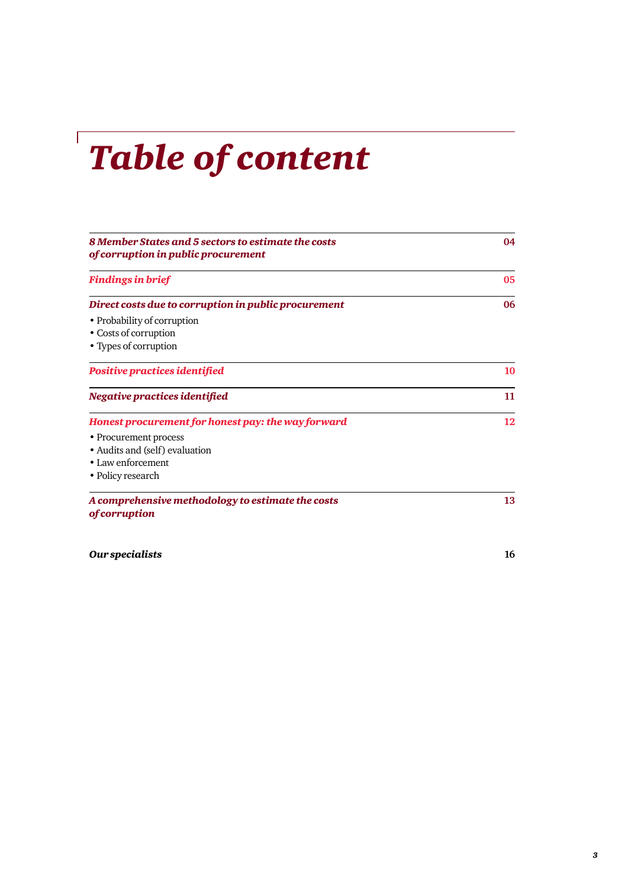# *Table of content*

| | |
|---|---|
| ***8 Member States and 5 sectors to estimate the costs of corruption in public procurement*** | **04** |
| ***Findings in brief*** | **05** |
| ***Direct costs due to corruption in public procurement*** | **06** |
| • Probability of corruption<br>• Costs of corruption<br>• Types of corruption | |
| ***Positive practices identified*** | **10** |
| ***Negative practices identified*** | **11** |
| ***Honest procurement for honest pay: the way forward*** | **12** |
| • Procurement process<br>• Audits and (self) evaluation<br>• Law enforcement<br>• Policy research | |
| ***A comprehensive methodology to estimate the costs of corruption*** | **13** |
| ***Our specialists*** | **16** |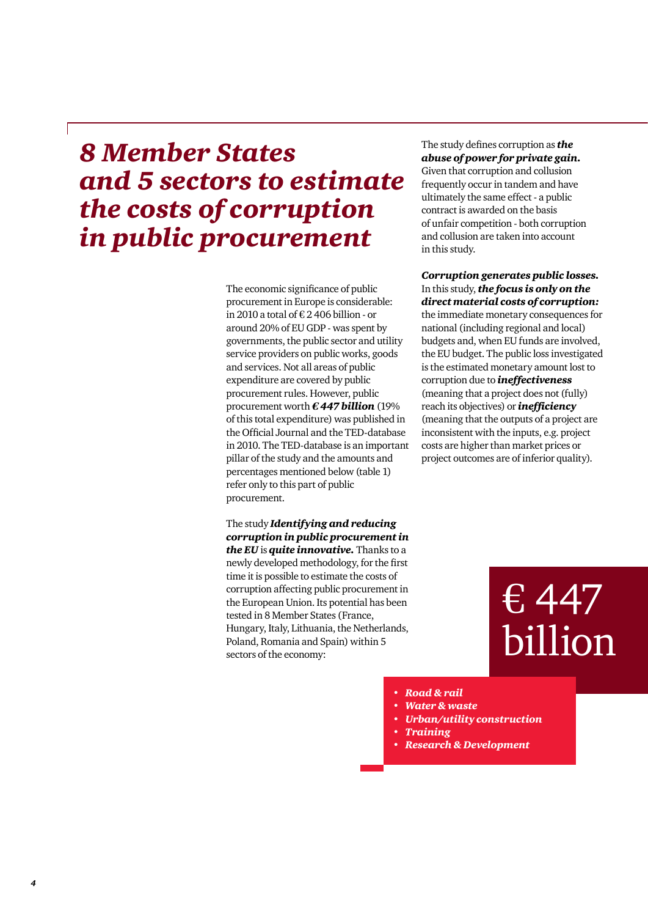# 8 Member States and 5 sectors to estimate the costs of corruption in public procurement

The economic significance of public procurement in Europe is considerable: in 2010 a total of € 2 406 billion - or around 20% of EU GDP - was spent by governments, the public sector and utility service providers on public works, goods and services. Not all areas of public expenditure are covered by public procurement rules. However, public procurement worth ***€ 447 billion*** (19% of this total expenditure) was published in the Official Journal and the TED-database in 2010. The TED-database is an important pillar of the study and the amounts and percentages mentioned below (table 1) refer only to this part of public procurement.

The study ***Identifying and reducing corruption in public procurement in the EU*** is ***quite innovative.*** Thanks to a newly developed methodology, for the first time it is possible to estimate the costs of corruption affecting public procurement in the European Union. Its potential has been tested in 8 Member States (France, Hungary, Italy, Lithuania, the Netherlands, Poland, Romania and Spain) within 5 sectors of the economy:

- ***Road & rail***
- ***Water & waste***
- ***Urban/utility construction***
- ***Training***
- ***Research & Development***

The study defines corruption as ***the abuse of power for private gain.*** Given that corruption and collusion frequently occur in tandem and have ultimately the same effect - a public contract is awarded on the basis of unfair competition - both corruption and collusion are taken into account in this study.

***Corruption generates public losses.*** In this study, ***the focus is only on the direct material costs of corruption:*** the immediate monetary consequences for national (including regional and local) budgets and, when EU funds are involved, the EU budget. The public loss investigated is the estimated monetary amount lost to corruption due to ***ineffectiveness*** (meaning that a project does not (fully) reach its objectives) or ***inefficiency*** (meaning that the outputs of a project are inconsistent with the inputs, e.g. project costs are higher than market prices or project outcomes are of inferior quality).

€ 447 billion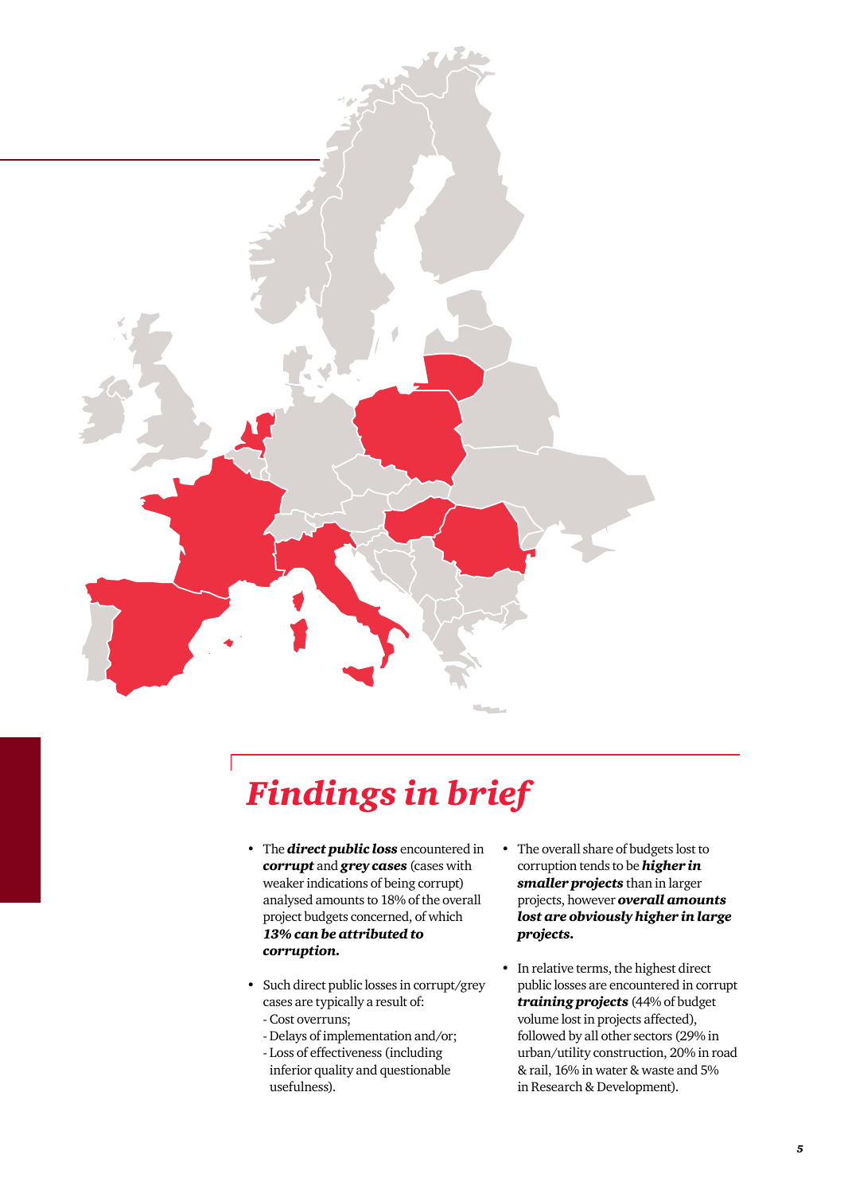# *Findings in brief*

- The ***direct public loss*** encountered in ***corrupt*** and ***grey cases*** (cases with weaker indications of being corrupt) analysed amounts to 18% of the overall project budgets concerned, of which ***13% can be attributed to corruption.***

- Such direct public losses in corrupt/grey cases are typically a result of:
  - Cost overruns;
  - Delays of implementation and/or;
  - Loss of effectiveness (including inferior quality and questionable usefulness).

- The overall share of budgets lost to corruption tends to be ***higher in smaller projects*** than in larger projects, however ***overall amounts lost are obviously higher in large projects.***

- In relative terms, the highest direct public losses are encountered in corrupt ***training projects*** (44% of budget volume lost in projects affected), followed by all other sectors (29% in urban/utility construction, 20% in road & rail, 16% in water & waste and 5% in Research & Development).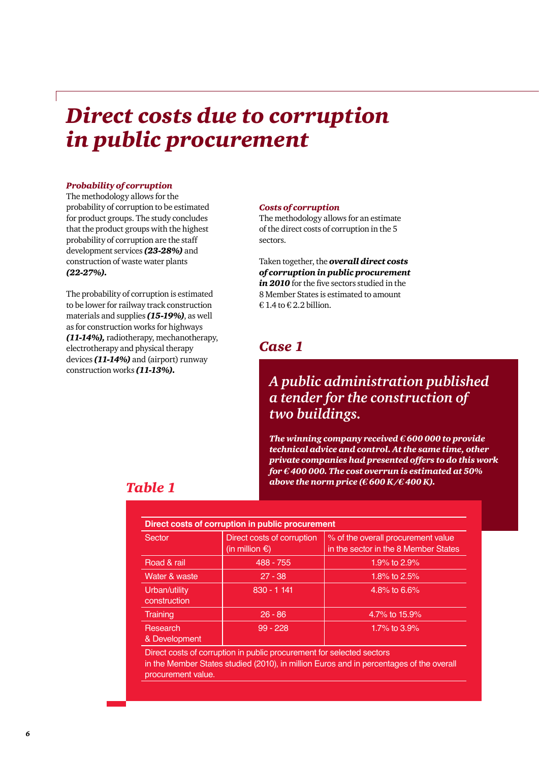# Direct costs due to corruption in public procurement

***Probability of corruption***

The methodology allows for the probability of corruption to be estimated for product groups. The study concludes that the product groups with the highest probability of corruption are the staff development services ***(23-28%)*** and construction of waste water plants ***(22-27%).***

The probability of corruption is estimated to be lower for railway track construction materials and supplies ***(15-19%)***, as well as for construction works for highways ***(11-14%),*** radiotherapy, mechanotherapy, electrotherapy and physical therapy devices ***(11-14%)*** and (airport) runway construction works ***(11-13%).***

***Costs of corruption***

The methodology allows for an estimate of the direct costs of corruption in the 5 sectors.

Taken together, the ***overall direct costs of corruption in public procurement in 2010*** for the five sectors studied in the 8 Member States is estimated to amount € 1.4 to € 2.2 billion.

## Case 1

### *A public administration published a tender for the construction of two buildings.*

***The winning company received € 600 000 to provide technical advice and control. At the same time, other private companies had presented offers to do this work for € 400 000. The cost overrun is estimated at 50% above the norm price (€ 600 K/€ 400 K).***

## Table 1

**Direct costs of corruption in public procurement**

| Sector | Direct costs of corruption (in million €) | % of the overall procurement value in the sector in the 8 Member States |
|---|---|---|
| Road & rail | 488 - 755 | 1.9% to 2.9% |
| Water & waste | 27 - 38 | 1.8% to 2.5% |
| Urban/utility construction | 830 - 1 141 | 4.8% to 6.6% |
| Training | 26 - 86 | 4.7% to 15.9% |
| Research & Development | 99 - 228 | 1.7% to 3.9% |

Direct costs of corruption in public procurement for selected sectors in the Member States studied (2010), in million Euros and in percentages of the overall procurement value.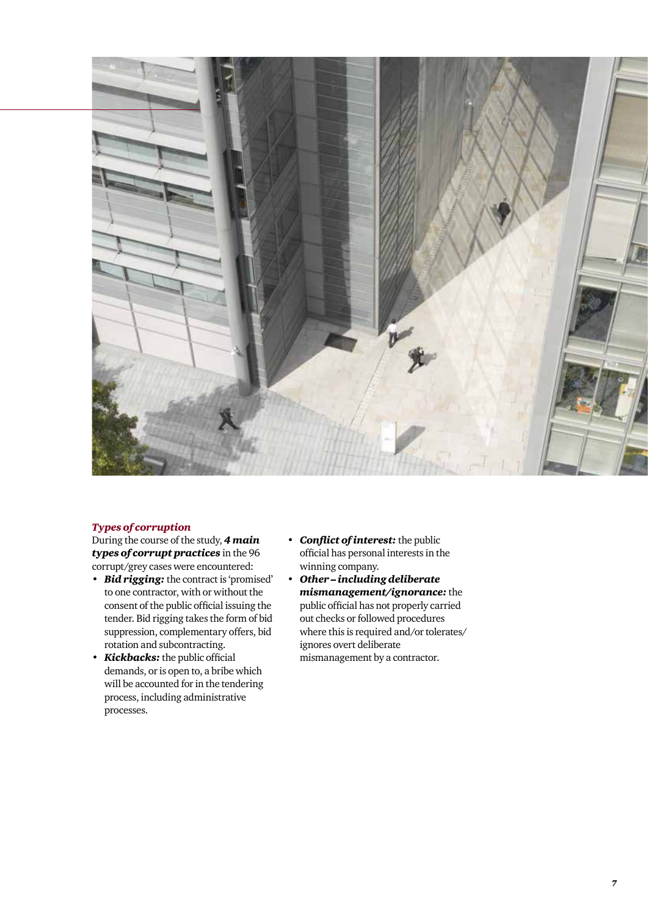### *Types of corruption*

During the course of the study, ***4 main types of corrupt practices*** in the 96 corrupt/grey cases were encountered:

- ***Bid rigging:*** the contract is 'promised' to one contractor, with or without the consent of the public official issuing the tender. Bid rigging takes the form of bid suppression, complementary offers, bid rotation and subcontracting.
- ***Kickbacks:*** the public official demands, or is open to, a bribe which will be accounted for in the tendering process, including administrative processes.
- ***Conflict of interest:*** the public official has personal interests in the winning company.
- ***Other – including deliberate mismanagement/ignorance:*** the public official has not properly carried out checks or followed procedures where this is required and/or tolerates/ignores overt deliberate mismanagement by a contractor.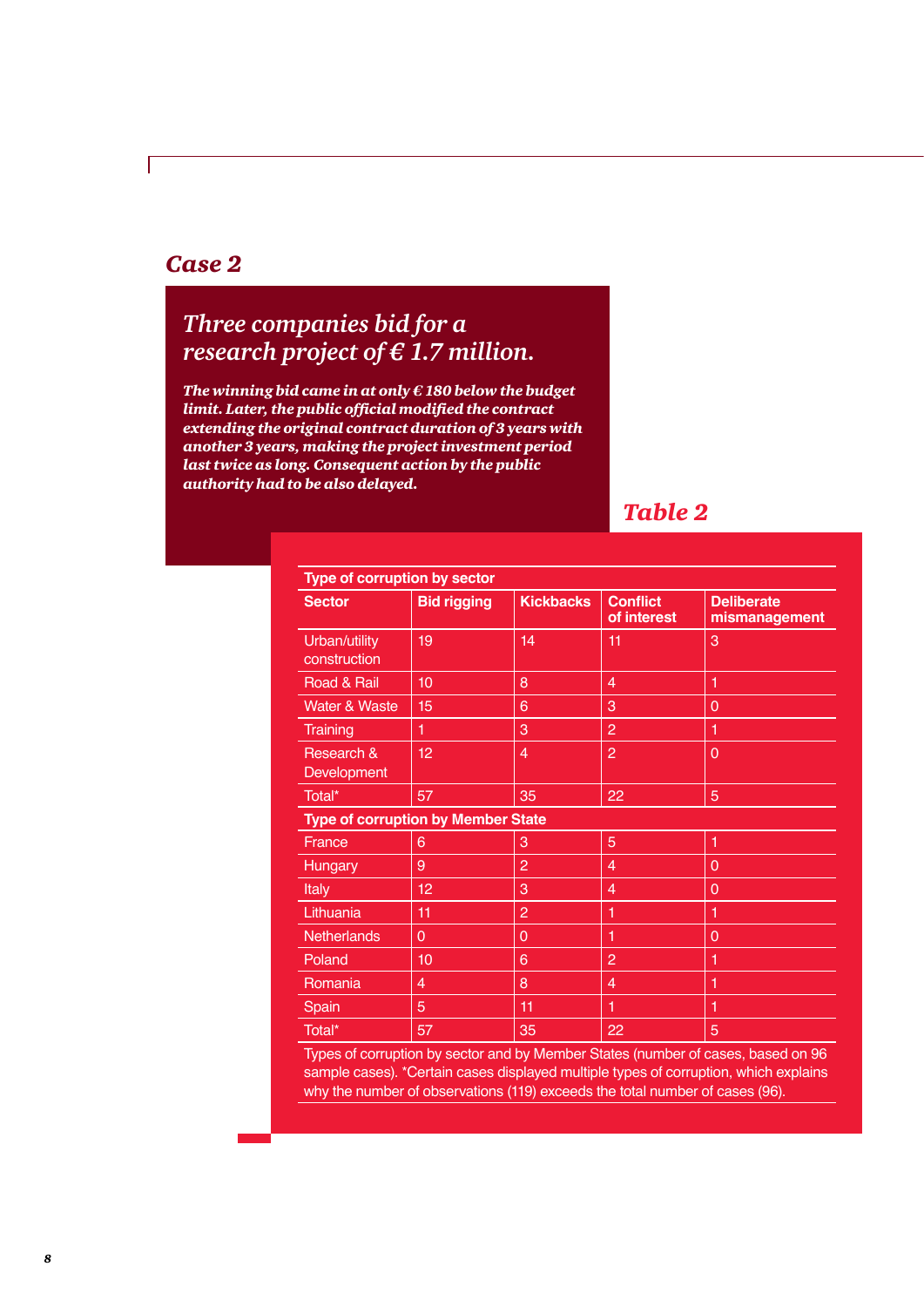## Case 2

### *Three companies bid for a research project of € 1.7 million.*

***The winning bid came in at only € 180 below the budget limit. Later, the public official modified the contract extending the original contract duration of 3 years with another 3 years, making the project investment period last twice as long. Consequent action by the public authority had to be also delayed.***

## Table 2

| Type of corruption by sector | | | | |
|---|---|---|---|---|
| **Sector** | **Bid rigging** | **Kickbacks** | **Conflict of interest** | **Deliberate mismanagement** |
| Urban/utility construction | 19 | 14 | 11 | 3 |
| Road & Rail | 10 | 8 | 4 | 1 |
| Water & Waste | 15 | 6 | 3 | 0 |
| Training | 1 | 3 | 2 | 1 |
| Research & Development | 12 | 4 | 2 | 0 |
| Total* | 57 | 35 | 22 | 5 |
| **Type of corruption by Member State** | | | | |
| France | 6 | 3 | 5 | 1 |
| Hungary | 9 | 2 | 4 | 0 |
| Italy | 12 | 3 | 4 | 0 |
| Lithuania | 11 | 2 | 1 | 1 |
| Netherlands | 0 | 0 | 1 | 0 |
| Poland | 10 | 6 | 2 | 1 |
| Romania | 4 | 8 | 4 | 1 |
| Spain | 5 | 11 | 1 | 1 |
| Total* | 57 | 35 | 22 | 5 |

Types of corruption by sector and by Member States (number of cases, based on 96 sample cases). *Certain cases displayed multiple types of corruption, which explains why the number of observations (119) exceeds the total number of cases (96).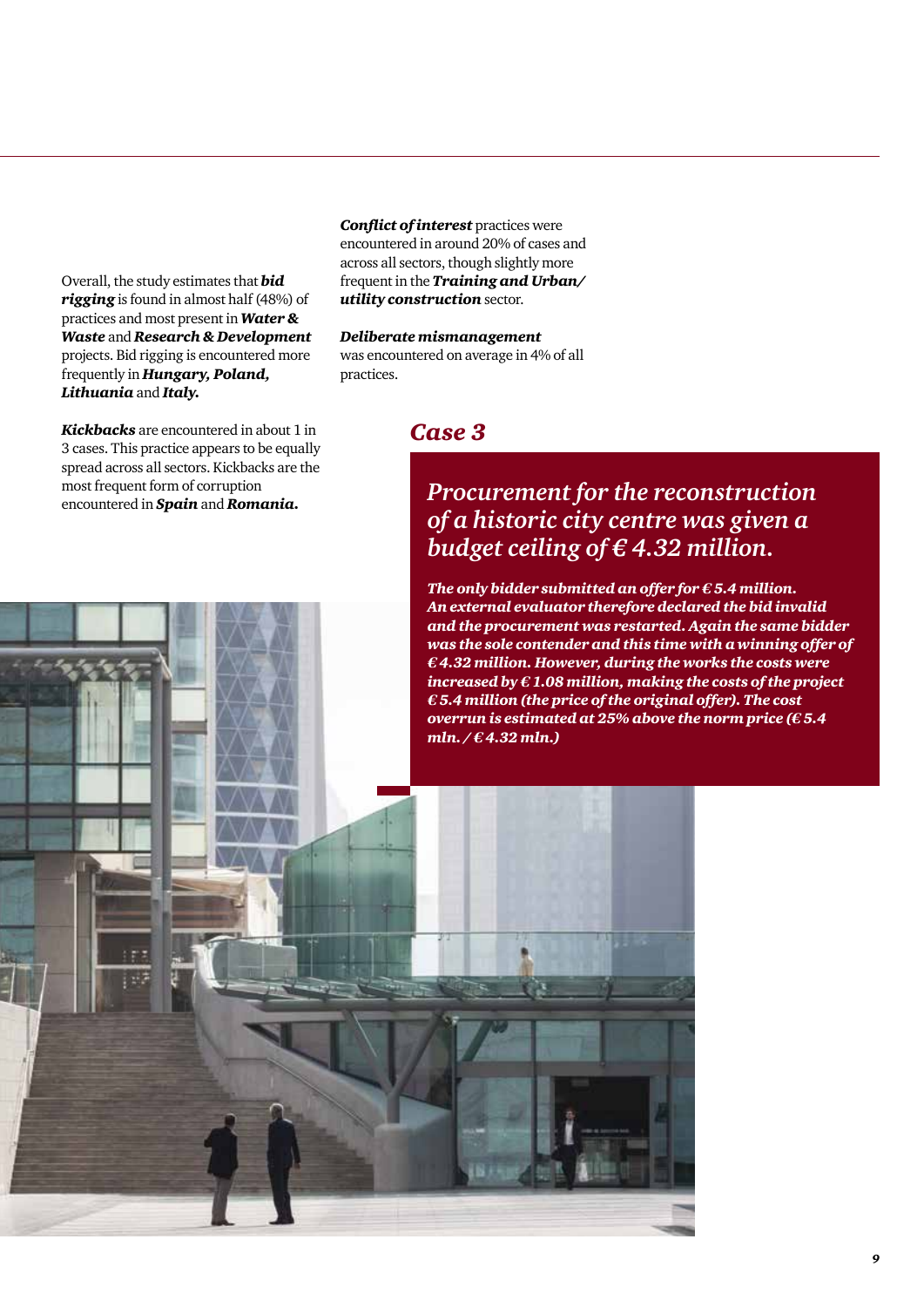Overall, the study estimates that ***bid rigging*** is found in almost half (48%) of practices and most present in ***Water & Waste*** and ***Research & Development*** projects. Bid rigging is encountered more frequently in ***Hungary, Poland, Lithuania*** and ***Italy.***

***Kickbacks*** are encountered in about 1 in 3 cases. This practice appears to be equally spread across all sectors. Kickbacks are the most frequent form of corruption encountered in ***Spain*** and ***Romania.***

***Conflict of interest*** practices were encountered in around 20% of cases and across all sectors, though slightly more frequent in the ***Training and Urban/ utility construction*** sector.

***Deliberate mismanagement*** was encountered on average in 4% of all practices.

## *Case 3*

### *Procurement for the reconstruction of a historic city centre was given a budget ceiling of € 4.32 million.*

***The only bidder submitted an offer for € 5.4 million. An external evaluator therefore declared the bid invalid and the procurement was restarted. Again the same bidder was the sole contender and this time with a winning offer of € 4.32 million. However, during the works the costs were increased by € 1.08 million, making the costs of the project € 5.4 million (the price of the original offer). The cost overrun is estimated at 25% above the norm price (€ 5.4 mln. / € 4.32 mln.)***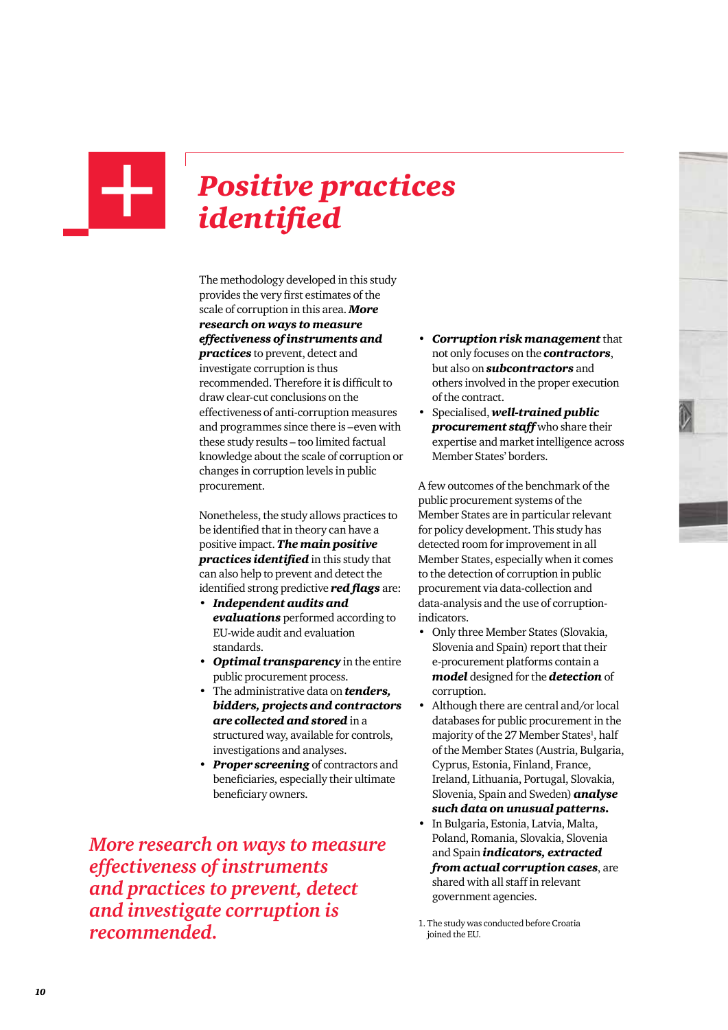# *Positive practices identified*

The methodology developed in this study provides the very first estimates of the scale of corruption in this area. ***More research on ways to measure effectiveness of instruments and practices*** to prevent, detect and investigate corruption is thus recommended. Therefore it is difficult to draw clear-cut conclusions on the effectiveness of anti-corruption measures and programmes since there is –even with these study results – too limited factual knowledge about the scale of corruption or changes in corruption levels in public procurement.

Nonetheless, the study allows practices to be identified that in theory can have a positive impact. ***The main positive practices identified*** in this study that can also help to prevent and detect the identified strong predictive ***red flags*** are:

- ***Independent audits and evaluations*** performed according to EU-wide audit and evaluation standards.
- ***Optimal transparency*** in the entire public procurement process.
- The administrative data on ***tenders, bidders, projects and contractors are collected and stored*** in a structured way, available for controls, investigations and analyses.
- ***Proper screening*** of contractors and beneficiaries, especially their ultimate beneficiary owners.
- ***Corruption risk management*** that not only focuses on the ***contractors***, but also on ***subcontractors*** and others involved in the proper execution of the contract.
- Specialised, ***well-trained public procurement staff*** who share their expertise and market intelligence across Member States' borders.

*More research on ways to measure effectiveness of instruments and practices to prevent, detect and investigate corruption is recommended.*

A few outcomes of the benchmark of the public procurement systems of the Member States are in particular relevant for policy development. This study has detected room for improvement in all Member States, especially when it comes to the detection of corruption in public procurement via data-collection and data-analysis and the use of corruption-indicators.

- Only three Member States (Slovakia, Slovenia and Spain) report that their e-procurement platforms contain a ***model*** designed for the ***detection*** of corruption.
- Although there are central and/or local databases for public procurement in the majority of the 27 Member States[1], half of the Member States (Austria, Bulgaria, Cyprus, Estonia, Finland, France, Ireland, Lithuania, Portugal, Slovakia, Slovenia, Spain and Sweden) ***analyse such data on unusual patterns.***
- In Bulgaria, Estonia, Latvia, Malta, Poland, Romania, Slovakia, Slovenia and Spain ***indicators, extracted from actual corruption cases***, are shared with all staff in relevant government agencies.

1. The study was conducted before Croatia joined the EU.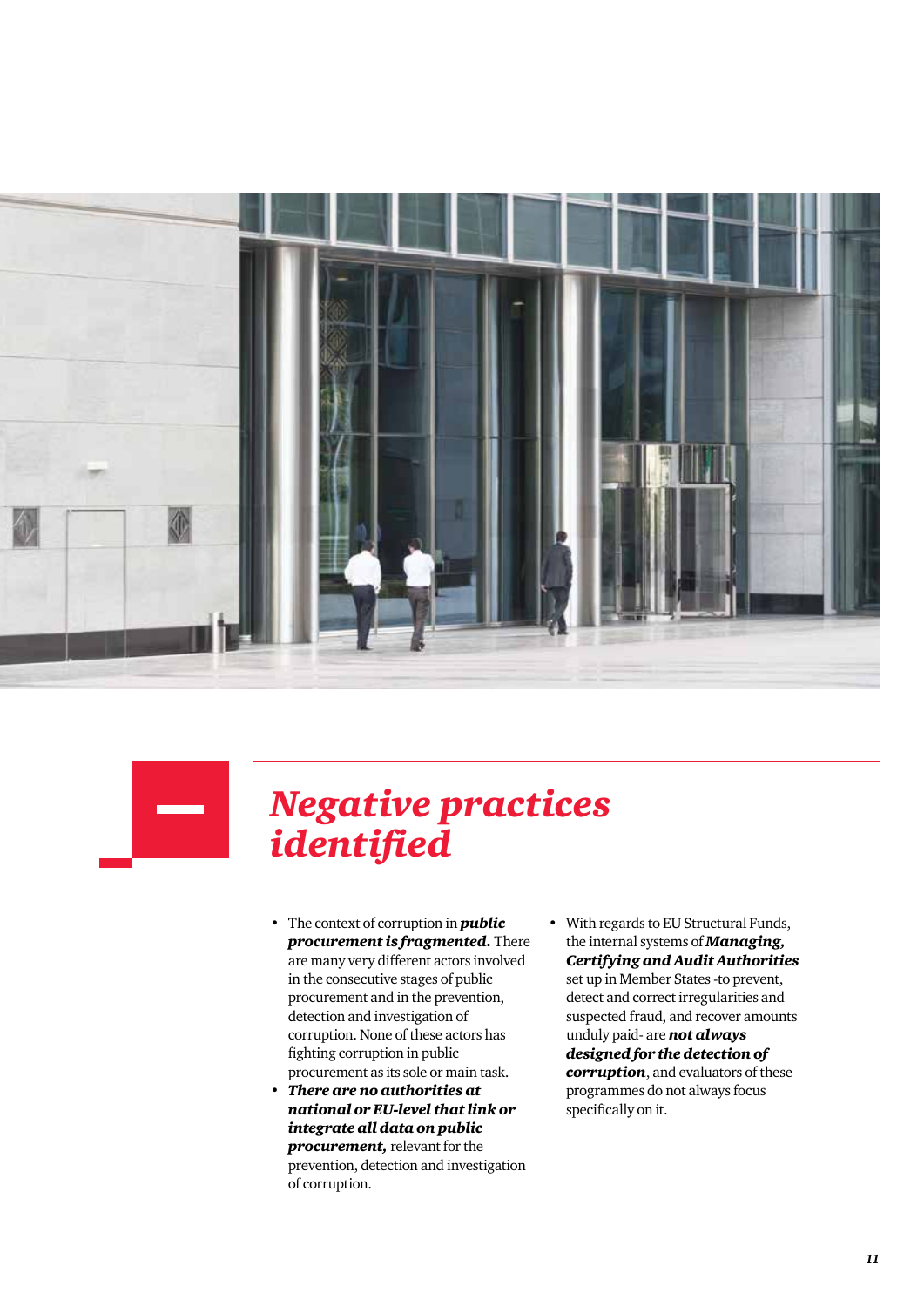# *Negative practices identified*

- The context of corruption in ***public procurement is fragmented.*** There are many very different actors involved in the consecutive stages of public procurement and in the prevention, detection and investigation of corruption. None of these actors has fighting corruption in public procurement as its sole or main task.
- ***There are no authorities at national or EU-level that link or integrate all data on public procurement,*** relevant for the prevention, detection and investigation of corruption.
- With regards to EU Structural Funds, the internal systems of ***Managing, Certifying and Audit Authorities*** set up in Member States -to prevent, detect and correct irregularities and suspected fraud, and recover amounts unduly paid- are ***not always designed for the detection of corruption***, and evaluators of these programmes do not always focus specifically on it.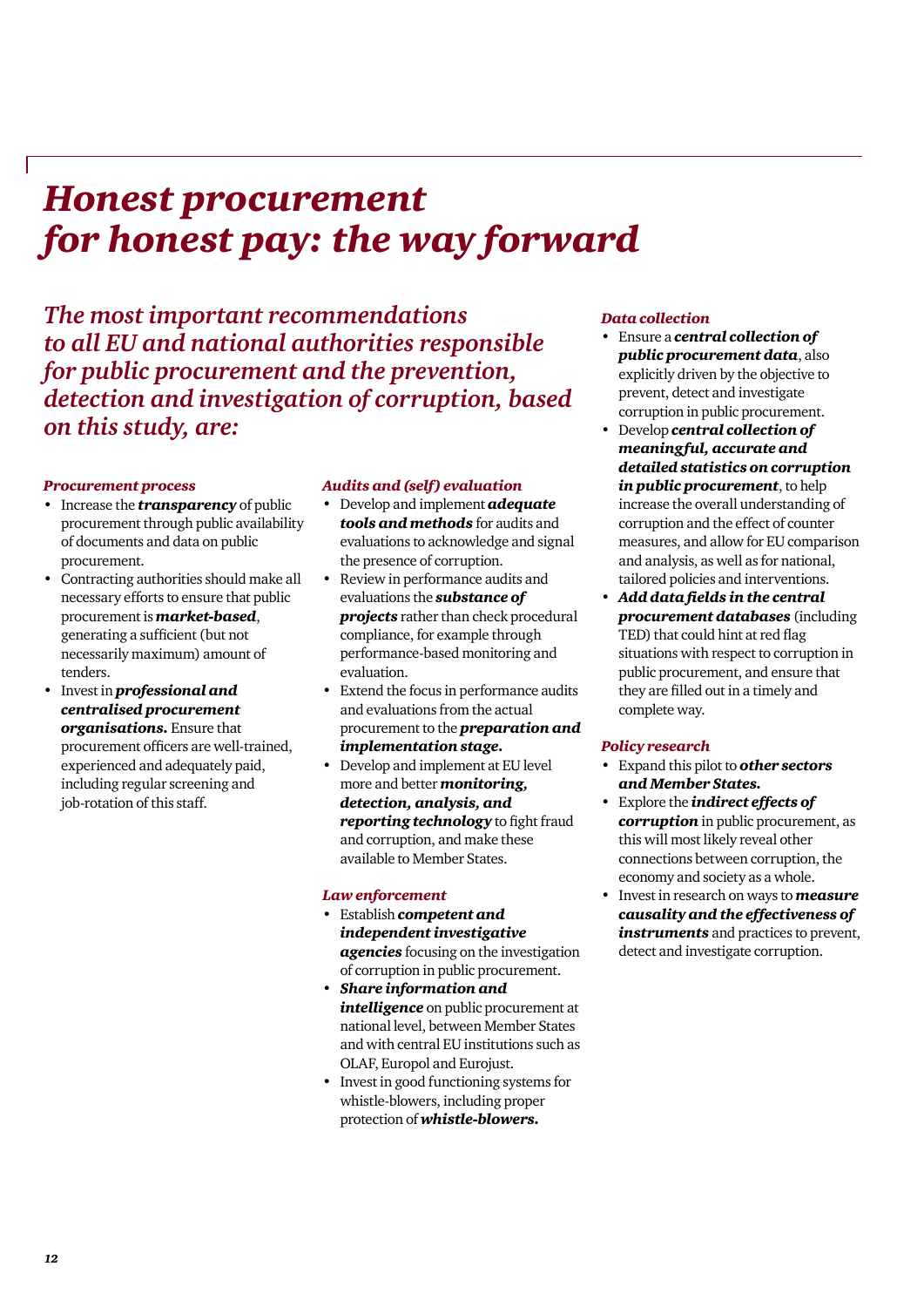# *Honest procurement for honest pay: the way forward*

## *The most important recommendations to all EU and national authorities responsible for public procurement and the prevention, detection and investigation of corruption, based on this study, are:*

### *Procurement process*

- Increase the ***transparency*** of public procurement through public availability of documents and data on public procurement.
- Contracting authorities should make all necessary efforts to ensure that public procurement is ***market-based***, generating a sufficient (but not necessarily maximum) amount of tenders.
- Invest in ***professional and centralised procurement organisations.*** Ensure that procurement officers are well-trained, experienced and adequately paid, including regular screening and job-rotation of this staff.

### *Audits and (self) evaluation*

- Develop and implement ***adequate tools and methods*** for audits and evaluations to acknowledge and signal the presence of corruption.
- Review in performance audits and evaluations the ***substance of projects*** rather than check procedural compliance, for example through performance-based monitoring and evaluation.
- Extend the focus in performance audits and evaluations from the actual procurement to the ***preparation and implementation stage.***
- Develop and implement at EU level more and better ***monitoring, detection, analysis, and reporting technology*** to fight fraud and corruption, and make these available to Member States.

### *Law enforcement*

- Establish ***competent and independent investigative agencies*** focusing on the investigation of corruption in public procurement.
- ***Share information and intelligence*** on public procurement at national level, between Member States and with central EU institutions such as OLAF, Europol and Eurojust.
- Invest in good functioning systems for whistle-blowers, including proper protection of ***whistle-blowers.***

### *Data collection*

- Ensure a ***central collection of public procurement data***, also explicitly driven by the objective to prevent, detect and investigate corruption in public procurement.
- Develop ***central collection of meaningful, accurate and detailed statistics on corruption in public procurement***, to help increase the overall understanding of corruption and the effect of counter measures, and allow for EU comparison and analysis, as well as for national, tailored policies and interventions.
- ***Add data fields in the central procurement databases*** (including TED) that could hint at red flag situations with respect to corruption in public procurement, and ensure that they are filled out in a timely and complete way.

### *Policy research*

- Expand this pilot to ***other sectors and Member States.***
- Explore the ***indirect effects of corruption*** in public procurement, as this will most likely reveal other connections between corruption, the economy and society as a whole.
- Invest in research on ways to ***measure causality and the effectiveness of instruments*** and practices to prevent, detect and investigate corruption.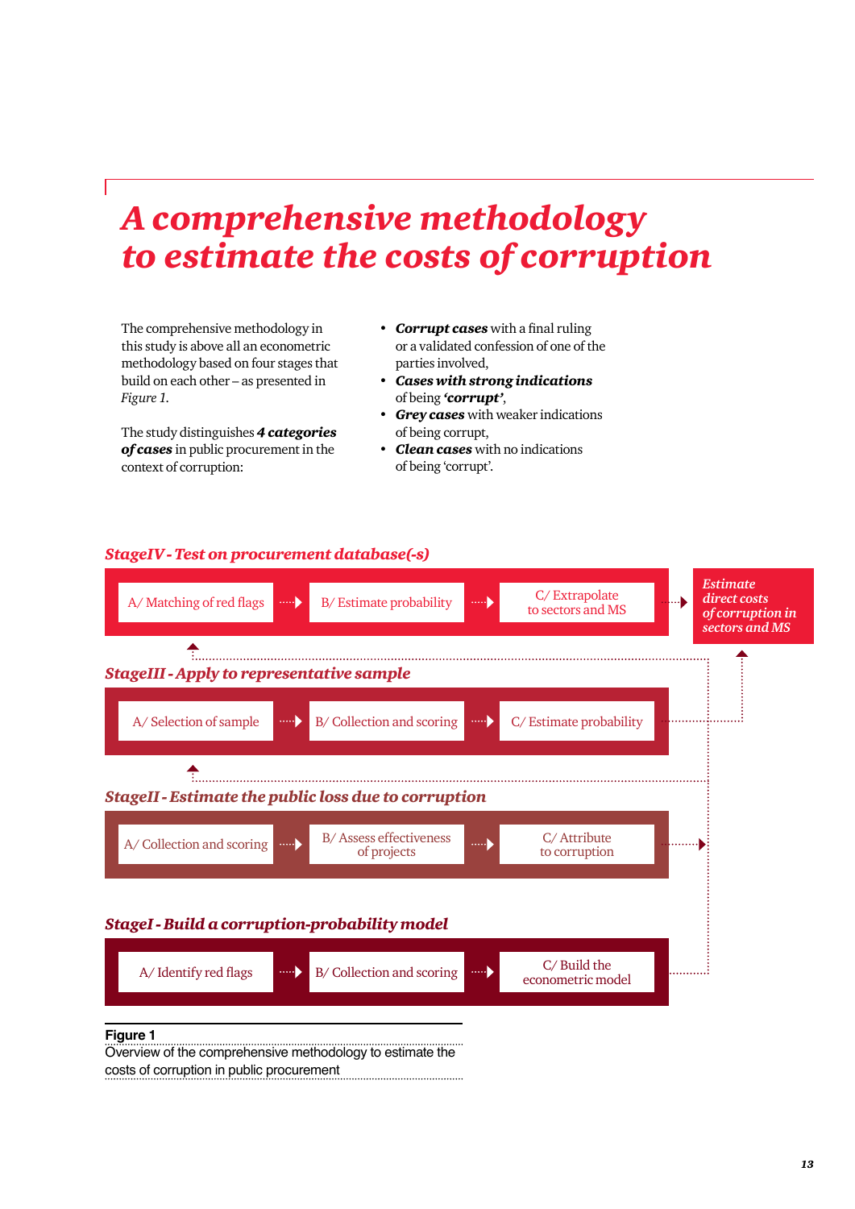# *A comprehensive methodology to estimate the costs of corruption*

The comprehensive methodology in this study is above all an econometric methodology based on four stages that build on each other – as presented in *Figure 1.*

The study distinguishes ***4 categories of cases*** in public procurement in the context of corruption:

- ***Corrupt cases*** with a final ruling or a validated confession of one of the parties involved,
- ***Cases with strong indications*** of being ***'corrupt'***,
- ***Grey cases*** with weaker indications of being corrupt,
- ***Clean cases*** with no indications of being 'corrupt'.

***StageIV - Test on procurement database(-s)***

A/ Matching of red flags → B/ Estimate probability → C/ Extrapolate to sectors and MS → *Estimate direct costs of corruption in sectors and MS*

***StageIII - Apply to representative sample***

A/ Selection of sample → B/ Collection and scoring → C/ Estimate probability

***StageII - Estimate the public loss due to corruption***

A/ Collection and scoring → B/ Assess effectiveness of projects → C/ Attribute to corruption

***StageI - Build a corruption-probability model***

A/ Identify red flags → B/ Collection and scoring → C/ Build the econometric model

**Figure 1**
Overview of the comprehensive methodology to estimate the costs of corruption in public procurement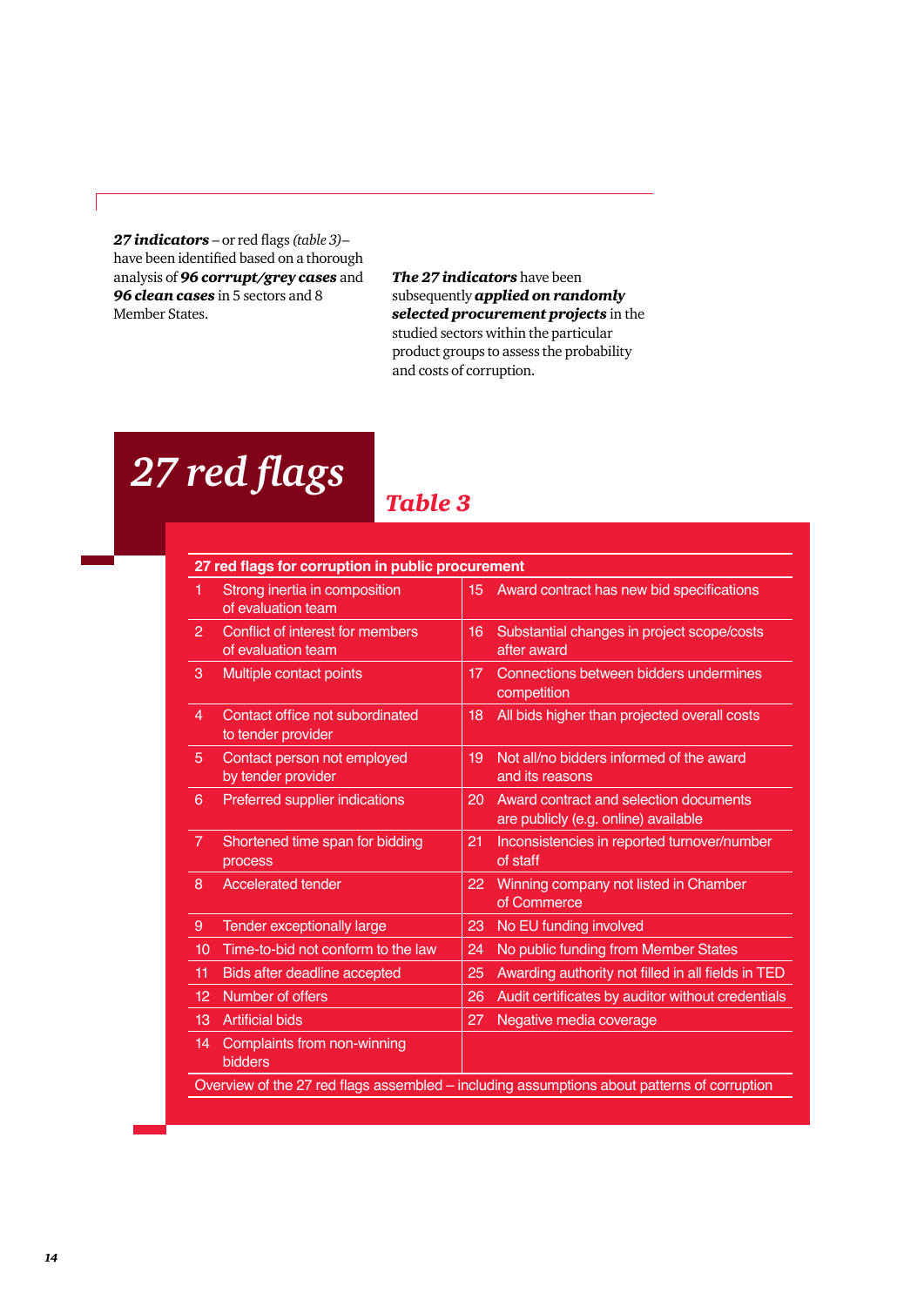***27 indicators*** – or red flags *(table 3)*– have been identified based on a thorough analysis of ***96 corrupt/grey cases*** and ***96 clean cases*** in 5 sectors and 8 Member States.

***The 27 indicators*** have been subsequently ***applied on randomly selected procurement projects*** in the studied sectors within the particular product groups to assess the probability and costs of corruption.

# *27 red flags*

## *Table 3*

**27 red flags for corruption in public procurement**

| | | | |
|---|---|---|---|
| 1 | Strong inertia in composition of evaluation team | 15 | Award contract has new bid specifications |
| 2 | Conflict of interest for members of evaluation team | 16 | Substantial changes in project scope/costs after award |
| 3 | Multiple contact points | 17 | Connections between bidders undermines competition |
| 4 | Contact office not subordinated to tender provider | 18 | All bids higher than projected overall costs |
| 5 | Contact person not employed by tender provider | 19 | Not all/no bidders informed of the award and its reasons |
| 6 | Preferred supplier indications | 20 | Award contract and selection documents are publicly (e.g. online) available |
| 7 | Shortened time span for bidding process | 21 | Inconsistencies in reported turnover/number of staff |
| 8 | Accelerated tender | 22 | Winning company not listed in Chamber of Commerce |
| 9 | Tender exceptionally large | 23 | No EU funding involved |
| 10 | Time-to-bid not conform to the law | 24 | No public funding from Member States |
| 11 | Bids after deadline accepted | 25 | Awarding authority not filled in all fields in TED |
| 12 | Number of offers | 26 | Audit certificates by auditor without credentials |
| 13 | Artificial bids | 27 | Negative media coverage |
| 14 | Complaints from non-winning bidders | | |

Overview of the 27 red flags assembled – including assumptions about patterns of corruption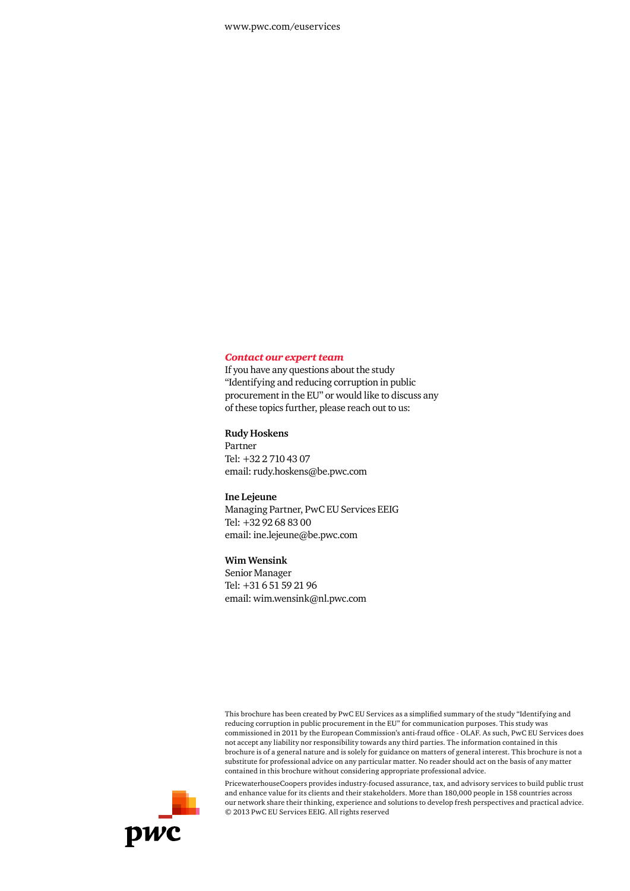www.pwc.com/euservices

***Contact our expert team***

If you have any questions about the study "Identifying and reducing corruption in public procurement in the EU" or would like to discuss any of these topics further, please reach out to us:

**Rudy Hoskens**
Partner
Tel: +32 2 710 43 07
email: rudy.hoskens@be.pwc.com

**Ine Lejeune**
Managing Partner, PwC EU Services EEIG
Tel: +32 92 68 83 00
email: ine.lejeune@be.pwc.com

**Wim Wensink**
Senior Manager
Tel: +31 6 51 59 21 96
email: wim.wensink@nl.pwc.com

This brochure has been created by PwC EU Services as a simplified summary of the study "Identifying and reducing corruption in public procurement in the EU" for communication purposes. This study was commissioned in 2011 by the European Commission's anti-fraud office - OLAF. As such, PwC EU Services does not accept any liability nor responsibility towards any third parties. The information contained in this brochure is of a general nature and is solely for guidance on matters of general interest. This brochure is not a substitute for professional advice on any particular matter. No reader should act on the basis of any matter contained in this brochure without considering appropriate professional advice.

PricewaterhouseCoopers provides industry-focused assurance, tax, and advisory services to build public trust and enhance value for its clients and their stakeholders. More than 180,000 people in 158 countries across our network share their thinking, experience and solutions to develop fresh perspectives and practical advice.
© 2013 PwC EU Services EEIG. All rights reserved

pwc